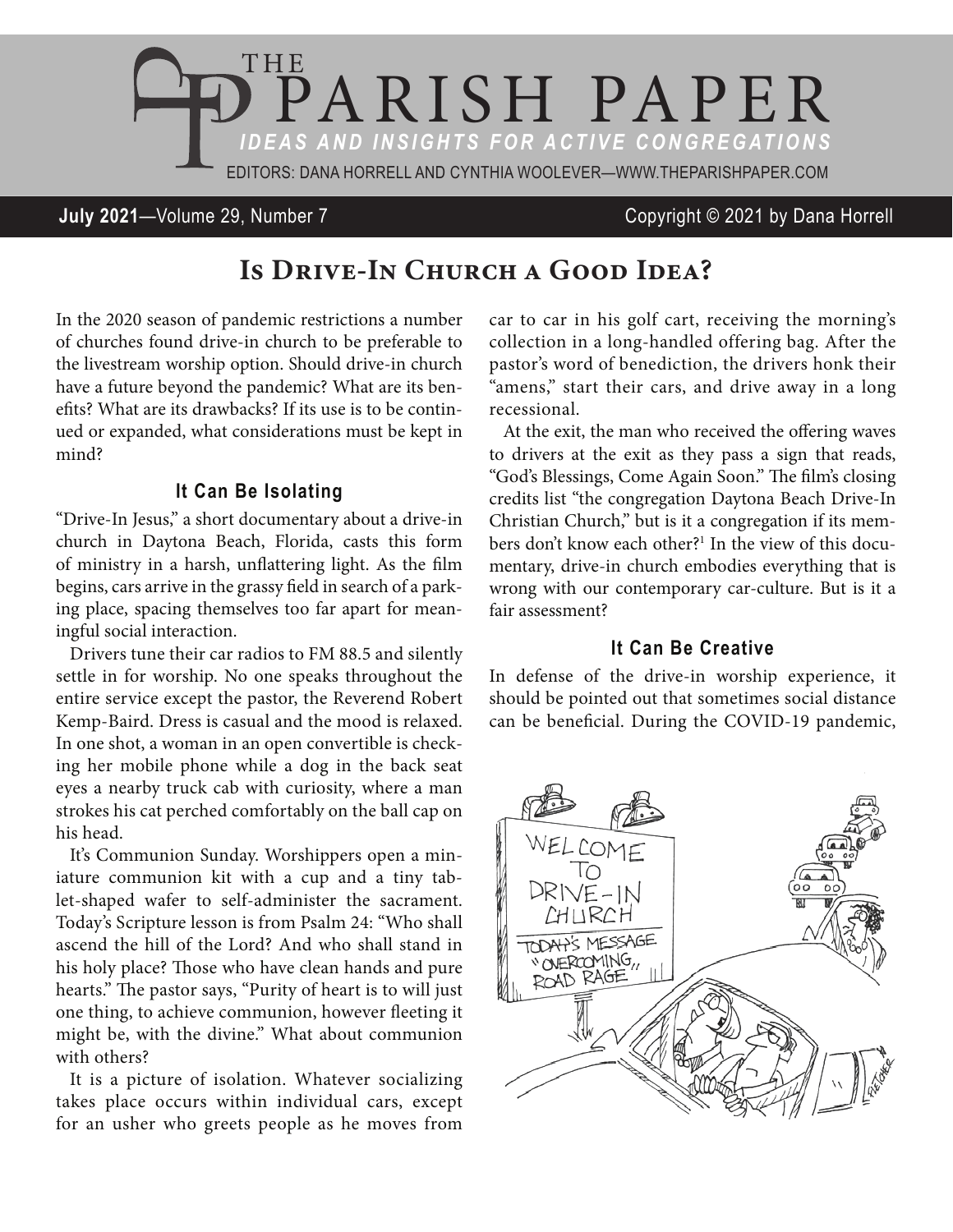# THE PARISH PAPER

*IDEAS AND INSIGHTS FOR ACTIVE CONGREGATIONS*

EDITORS: DANA HORRELL AND CYNTHIA WOOLEVER—WWW.THEPARISHPAPER.COM

**July 2021**—Volume 29, Number 7 Copyright © 2021 by Dana Horrell

## Is Drive-In Church a Good Idea?

In the 2020 season of pandemic restrictions a number of churches found drive-in church to be preferable to the livestream worship option. Should drive-in church have a future beyond the pandemic? What are its benefits? What are its drawbacks? If its use is to be continued or expanded, what considerations must be kept in mind?

### It Can Be Isolating

"Drive-In Jesus," a short documentary about a drive-in church in Daytona Beach, Florida, casts this form of ministry in a harsh, unflattering light. As the film begins, cars arrive in the grassy field in search of a parking place, spacing themselves too far apart for meaningful social interaction.

Drivers tune their car radios to FM 88.5 and silently settle in for worship. No one speaks throughout the entire service except the pastor, the Reverend Robert Kemp-Baird. Dress is casual and the mood is relaxed. In one shot, a woman in an open convertible is checking her mobile phone while a dog in the back seat eyes a nearby truck cab with curiosity, where a man strokes his cat perched comfortably on the ball cap on his head.

It's Communion Sunday. Worshippers open a miniature communion kit with a cup and a tiny tablet-shaped wafer to self-administer the sacrament. Today's Scripture lesson is from Psalm 24: "Who shall ascend the hill of the Lord? And who shall stand in his holy place? Those who have clean hands and pure hearts." The pastor says, "Purity of heart is to will just one thing, to achieve communion, however fleeting it might be, with the divine." What about communion with others?

It is a picture of isolation. Whatever socializing takes place occurs within individual cars, except for an usher who greets people as he moves from car to car in his golf cart, receiving the morning's collection in a long-handled offering bag. After the pastor's word of benediction, the drivers honk their "amens," start their cars, and drive away in a long recessional.

At the exit, the man who received the offering waves to drivers at the exit as they pass a sign that reads, "God's Blessings, Come Again Soon." The film's closing credits list "the congregation Daytona Beach Drive-In Christian Church," but is it a congregation if its members don't know each other?[1] In the view of this documentary, drive-in church embodies everything that is wrong with our contemporary car-culture. But is it a fair assessment?

### It Can Be Creative

In defense of the drive-in worship experience, it should be pointed out that sometimes social distance can be beneficial. During the COVID-19 pandemic,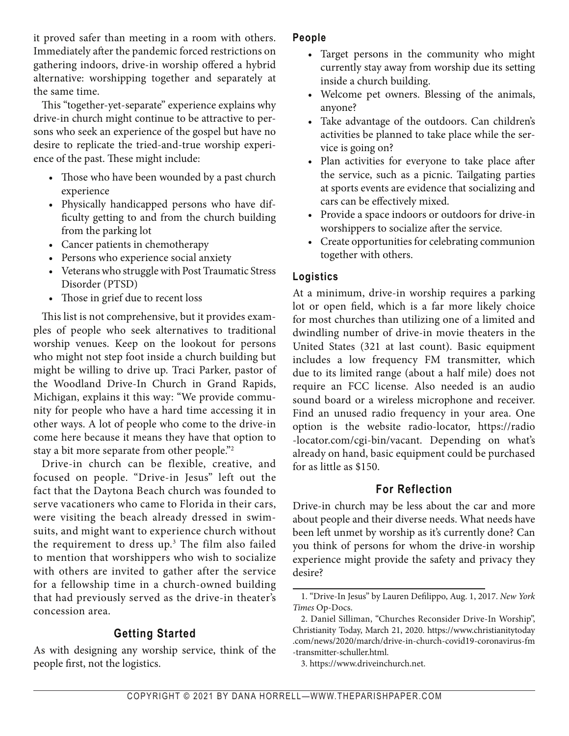it proved safer than meeting in a room with others. Immediately after the pandemic forced restrictions on gathering indoors, drive-in worship offered a hybrid alternative: worshipping together and separately at the same time.

This "together-yet-separate" experience explains why drive-in church might continue to be attractive to persons who seek an experience of the gospel but have no desire to replicate the tried-and-true worship experience of the past. These might include:

- Those who have been wounded by a past church experience
- Physically handicapped persons who have difficulty getting to and from the church building from the parking lot
- Cancer patients in chemotherapy
- Persons who experience social anxiety
- Veterans who struggle with Post Traumatic Stress Disorder (PTSD)
- Those in grief due to recent loss

This list is not comprehensive, but it provides examples of people who seek alternatives to traditional worship venues. Keep on the lookout for persons who might not step foot inside a church building but might be willing to drive up. Traci Parker, pastor of the Woodland Drive-In Church in Grand Rapids, Michigan, explains it this way: "We provide community for people who have a hard time accessing it in other ways. A lot of people who come to the drive-in come here because it means they have that option to stay a bit more separate from other people."[2]

Drive-in church can be flexible, creative, and focused on people. "Drive-in Jesus" left out the fact that the Daytona Beach church was founded to serve vacationers who came to Florida in their cars, were visiting the beach already dressed in swimsuits, and might want to experience church without the requirement to dress up.[3] The film also failed to mention that worshippers who wish to socialize with others are invited to gather after the service for a fellowship time in a church-owned building that had previously served as the drive-in theater's concession area.

## Getting Started

As with designing any worship service, think of the people first, not the logistics.

### People

- Target persons in the community who might currently stay away from worship due its setting inside a church building.
- Welcome pet owners. Blessing of the animals, anyone?
- Take advantage of the outdoors. Can children's activities be planned to take place while the service is going on?
- Plan activities for everyone to take place after the service, such as a picnic. Tailgating parties at sports events are evidence that socializing and cars can be effectively mixed.
- Provide a space indoors or outdoors for drive-in worshippers to socialize after the service.
- Create opportunities for celebrating communion together with others.

### Logistics

At a minimum, drive-in worship requires a parking lot or open field, which is a far more likely choice for most churches than utilizing one of a limited and dwindling number of drive-in movie theaters in the United States (321 at last count). Basic equipment includes a low frequency FM transmitter, which due to its limited range (about a half mile) does not require an FCC license. Also needed is an audio sound board or a wireless microphone and receiver. Find an unused radio frequency in your area. One option is the website radio-locator, https://radio-locator.com/cgi-bin/vacant. Depending on what's already on hand, basic equipment could be purchased for as little as $150.

## For Reflection

Drive-in church may be less about the car and more about people and their diverse needs. What needs have been left unmet by worship as it's currently done? Can you think of persons for whom the drive-in worship experience might provide the safety and privacy they desire?

---

1. "Drive-In Jesus" by Lauren Defilippo, Aug. 1, 2017. *New York Times* Op-Docs.

2. Daniel Silliman, "Churches Reconsider Drive-In Worship", Christianity Today, March 21, 2020. https://www.christianitytoday.com/news/2020/march/drive-in-church-covid19-coronavirus-fm-transmitter-schuller.html.

3. https://www.driveinchurch.net.

COPYRIGHT © 2021 BY DANA HORRELL—WWW.THEPARISHPAPER.COM